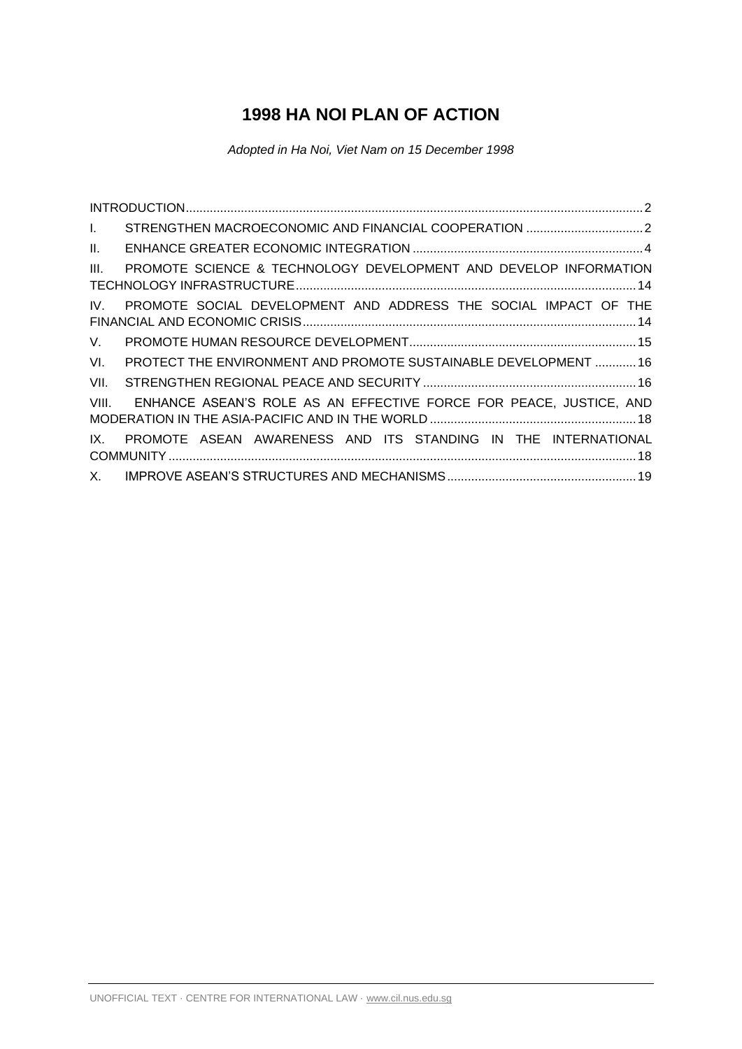# 1998 HA NOI PLAN OF ACTION

*Adopted in Ha Noi, Viet Nam on 15 December 1998*

INTRODUCTION ..... 2

I. STRENGTHEN MACROECONOMIC AND FINANCIAL COOPERATION ..... 2

II. ENHANCE GREATER ECONOMIC INTEGRATION ..... 4

III. PROMOTE SCIENCE & TECHNOLOGY DEVELOPMENT AND DEVELOP INFORMATION TECHNOLOGY INFRASTRUCTURE ..... 14

IV. PROMOTE SOCIAL DEVELOPMENT AND ADDRESS THE SOCIAL IMPACT OF THE FINANCIAL AND ECONOMIC CRISIS ..... 14

V. PROMOTE HUMAN RESOURCE DEVELOPMENT ..... 15

VI. PROTECT THE ENVIRONMENT AND PROMOTE SUSTAINABLE DEVELOPMENT ..... 16

VII. STRENGTHEN REGIONAL PEACE AND SECURITY ..... 16

VIII. ENHANCE ASEAN'S ROLE AS AN EFFECTIVE FORCE FOR PEACE, JUSTICE, AND MODERATION IN THE ASIA-PACIFIC AND IN THE WORLD ..... 18

IX. PROMOTE ASEAN AWARENESS AND ITS STANDING IN THE INTERNATIONAL COMMUNITY ..... 18

X. IMPROVE ASEAN'S STRUCTURES AND MECHANISMS ..... 19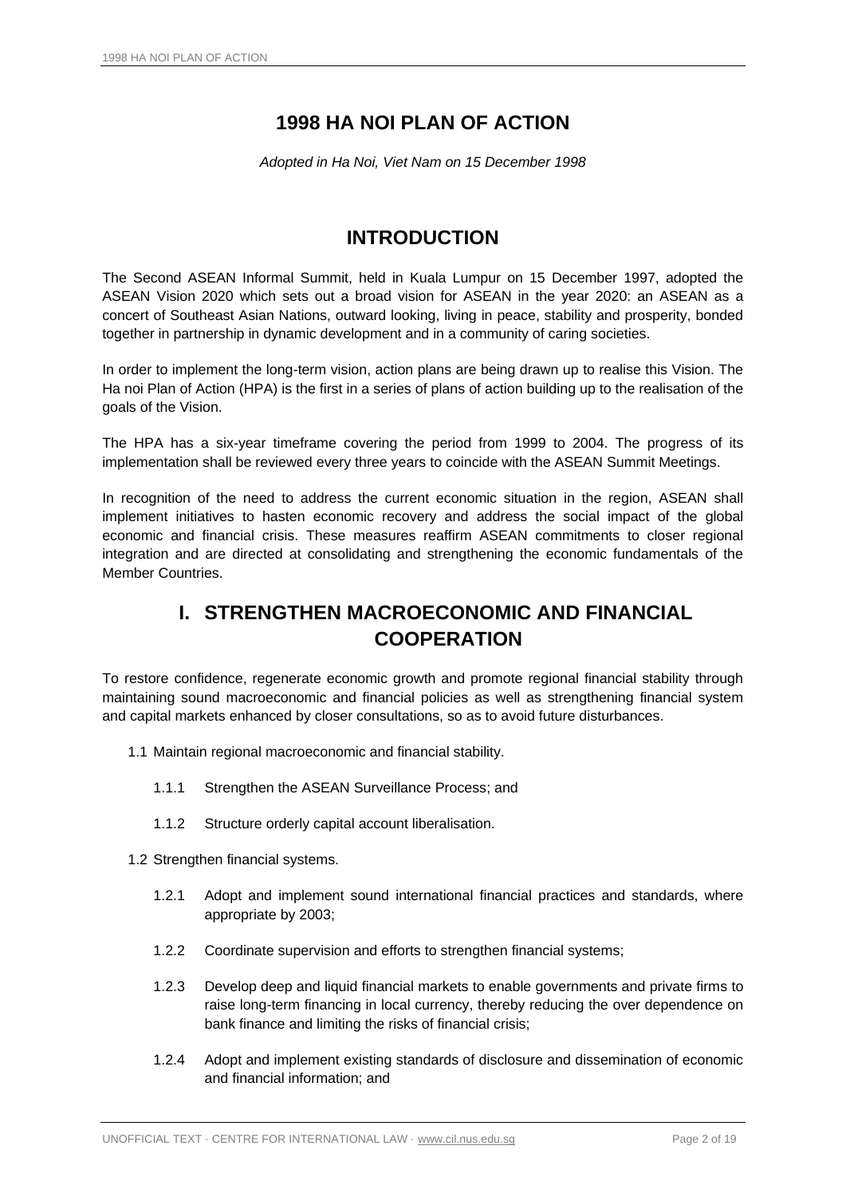# 1998 HA NOI PLAN OF ACTION

*Adopted in Ha Noi, Viet Nam on 15 December 1998*

## INTRODUCTION

The Second ASEAN Informal Summit, held in Kuala Lumpur on 15 December 1997, adopted the ASEAN Vision 2020 which sets out a broad vision for ASEAN in the year 2020: an ASEAN as a concert of Southeast Asian Nations, outward looking, living in peace, stability and prosperity, bonded together in partnership in dynamic development and in a community of caring societies.

In order to implement the long-term vision, action plans are being drawn up to realise this Vision. The Ha noi Plan of Action (HPA) is the first in a series of plans of action building up to the realisation of the goals of the Vision.

The HPA has a six-year timeframe covering the period from 1999 to 2004. The progress of its implementation shall be reviewed every three years to coincide with the ASEAN Summit Meetings.

In recognition of the need to address the current economic situation in the region, ASEAN shall implement initiatives to hasten economic recovery and address the social impact of the global economic and financial crisis. These measures reaffirm ASEAN commitments to closer regional integration and are directed at consolidating and strengthening the economic fundamentals of the Member Countries.

## I. STRENGTHEN MACROECONOMIC AND FINANCIAL COOPERATION

To restore confidence, regenerate economic growth and promote regional financial stability through maintaining sound macroeconomic and financial policies as well as strengthening financial system and capital markets enhanced by closer consultations, so as to avoid future disturbances.

1.1 Maintain regional macroeconomic and financial stability.

1.1.1 Strengthen the ASEAN Surveillance Process; and

1.1.2 Structure orderly capital account liberalisation.

1.2 Strengthen financial systems.

1.2.1 Adopt and implement sound international financial practices and standards, where appropriate by 2003;

1.2.2 Coordinate supervision and efforts to strengthen financial systems;

1.2.3 Develop deep and liquid financial markets to enable governments and private firms to raise long-term financing in local currency, thereby reducing the over dependence on bank finance and limiting the risks of financial crisis;

1.2.4 Adopt and implement existing standards of disclosure and dissemination of economic and financial information; and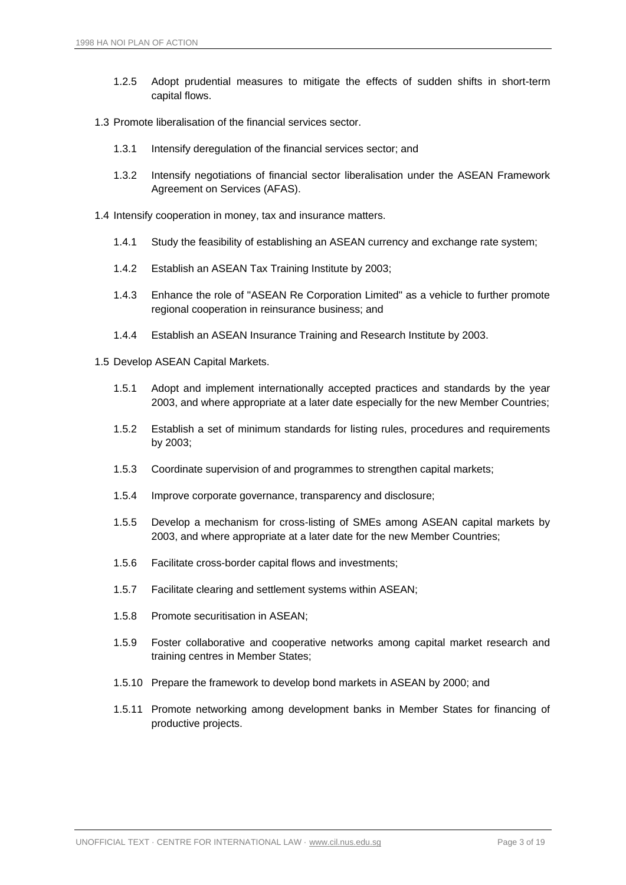1.2.5 Adopt prudential measures to mitigate the effects of sudden shifts in short-term capital flows.

1.3 Promote liberalisation of the financial services sector.

1.3.1 Intensify deregulation of the financial services sector; and

1.3.2 Intensify negotiations of financial sector liberalisation under the ASEAN Framework Agreement on Services (AFAS).

1.4 Intensify cooperation in money, tax and insurance matters.

1.4.1 Study the feasibility of establishing an ASEAN currency and exchange rate system;

1.4.2 Establish an ASEAN Tax Training Institute by 2003;

1.4.3 Enhance the role of "ASEAN Re Corporation Limited" as a vehicle to further promote regional cooperation in reinsurance business; and

1.4.4 Establish an ASEAN Insurance Training and Research Institute by 2003.

1.5 Develop ASEAN Capital Markets.

1.5.1 Adopt and implement internationally accepted practices and standards by the year 2003, and where appropriate at a later date especially for the new Member Countries;

1.5.2 Establish a set of minimum standards for listing rules, procedures and requirements by 2003;

1.5.3 Coordinate supervision of and programmes to strengthen capital markets;

1.5.4 Improve corporate governance, transparency and disclosure;

1.5.5 Develop a mechanism for cross-listing of SMEs among ASEAN capital markets by 2003, and where appropriate at a later date for the new Member Countries;

1.5.6 Facilitate cross-border capital flows and investments;

1.5.7 Facilitate clearing and settlement systems within ASEAN;

1.5.8 Promote securitisation in ASEAN;

1.5.9 Foster collaborative and cooperative networks among capital market research and training centres in Member States;

1.5.10 Prepare the framework to develop bond markets in ASEAN by 2000; and

1.5.11 Promote networking among development banks in Member States for financing of productive projects.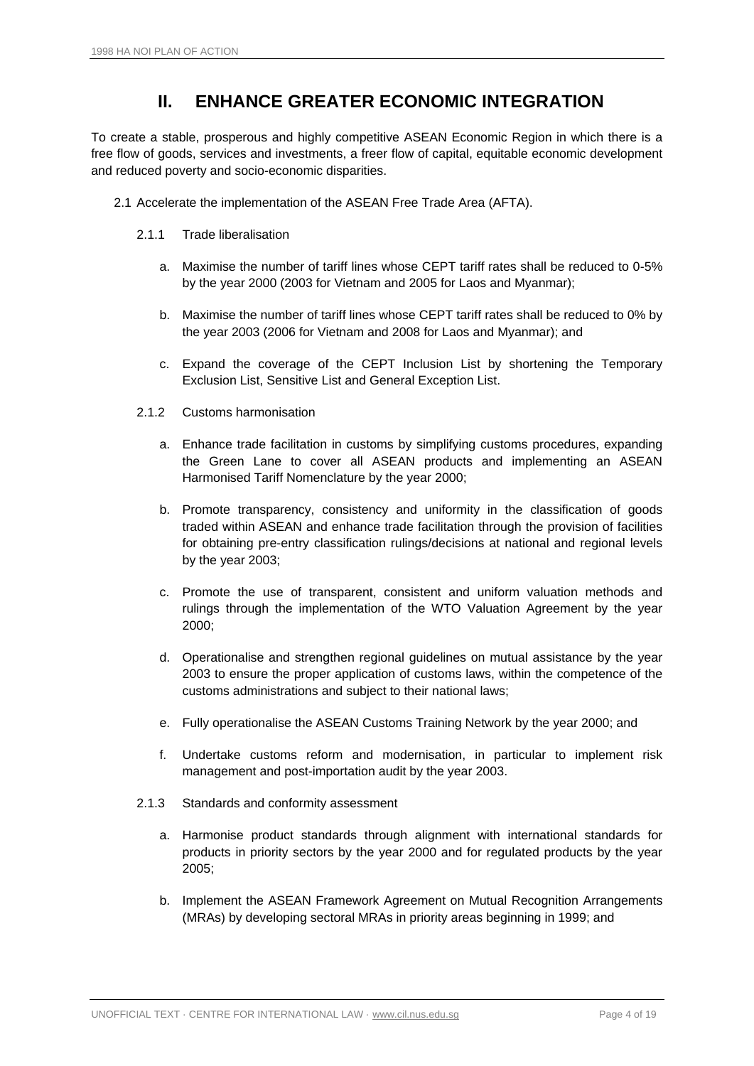## II. ENHANCE GREATER ECONOMIC INTEGRATION

To create a stable, prosperous and highly competitive ASEAN Economic Region in which there is a free flow of goods, services and investments, a freer flow of capital, equitable economic development and reduced poverty and socio-economic disparities.

2.1 Accelerate the implementation of the ASEAN Free Trade Area (AFTA).

2.1.1 Trade liberalisation

a. Maximise the number of tariff lines whose CEPT tariff rates shall be reduced to 0-5% by the year 2000 (2003 for Vietnam and 2005 for Laos and Myanmar);

b. Maximise the number of tariff lines whose CEPT tariff rates shall be reduced to 0% by the year 2003 (2006 for Vietnam and 2008 for Laos and Myanmar); and

c. Expand the coverage of the CEPT Inclusion List by shortening the Temporary Exclusion List, Sensitive List and General Exception List.

2.1.2 Customs harmonisation

a. Enhance trade facilitation in customs by simplifying customs procedures, expanding the Green Lane to cover all ASEAN products and implementing an ASEAN Harmonised Tariff Nomenclature by the year 2000;

b. Promote transparency, consistency and uniformity in the classification of goods traded within ASEAN and enhance trade facilitation through the provision of facilities for obtaining pre-entry classification rulings/decisions at national and regional levels by the year 2003;

c. Promote the use of transparent, consistent and uniform valuation methods and rulings through the implementation of the WTO Valuation Agreement by the year 2000;

d. Operationalise and strengthen regional guidelines on mutual assistance by the year 2003 to ensure the proper application of customs laws, within the competence of the customs administrations and subject to their national laws;

e. Fully operationalise the ASEAN Customs Training Network by the year 2000; and

f. Undertake customs reform and modernisation, in particular to implement risk management and post-importation audit by the year 2003.

2.1.3 Standards and conformity assessment

a. Harmonise product standards through alignment with international standards for products in priority sectors by the year 2000 and for regulated products by the year 2005;

b. Implement the ASEAN Framework Agreement on Mutual Recognition Arrangements (MRAs) by developing sectoral MRAs in priority areas beginning in 1999; and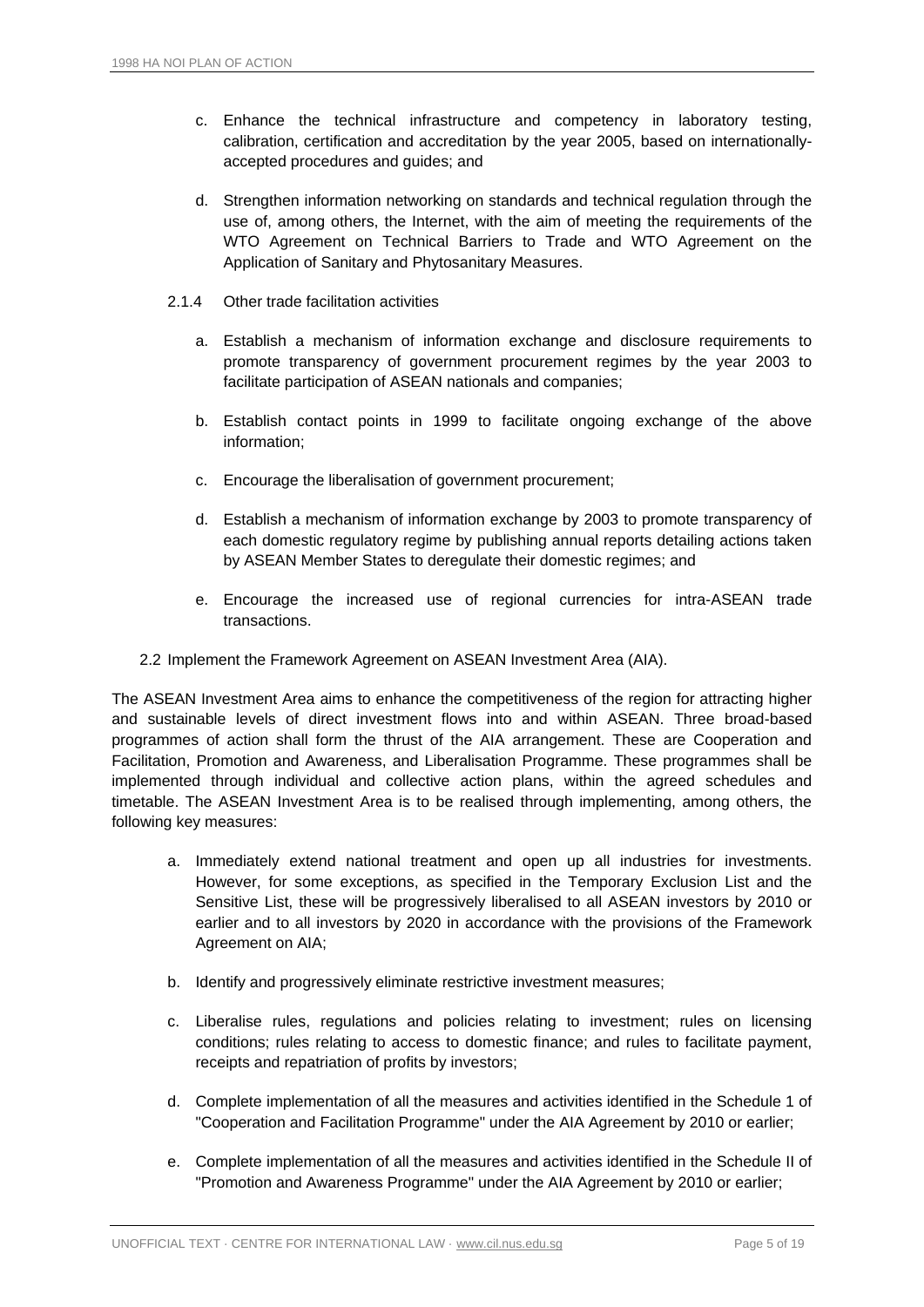c. Enhance the technical infrastructure and competency in laboratory testing, calibration, certification and accreditation by the year 2005, based on internationally-accepted procedures and guides; and

d. Strengthen information networking on standards and technical regulation through the use of, among others, the Internet, with the aim of meeting the requirements of the WTO Agreement on Technical Barriers to Trade and WTO Agreement on the Application of Sanitary and Phytosanitary Measures.

2.1.4 Other trade facilitation activities

a. Establish a mechanism of information exchange and disclosure requirements to promote transparency of government procurement regimes by the year 2003 to facilitate participation of ASEAN nationals and companies;

b. Establish contact points in 1999 to facilitate ongoing exchange of the above information;

c. Encourage the liberalisation of government procurement;

d. Establish a mechanism of information exchange by 2003 to promote transparency of each domestic regulatory regime by publishing annual reports detailing actions taken by ASEAN Member States to deregulate their domestic regimes; and

e. Encourage the increased use of regional currencies for intra-ASEAN trade transactions.

2.2 Implement the Framework Agreement on ASEAN Investment Area (AIA).

The ASEAN Investment Area aims to enhance the competitiveness of the region for attracting higher and sustainable levels of direct investment flows into and within ASEAN. Three broad-based programmes of action shall form the thrust of the AIA arrangement. These are Cooperation and Facilitation, Promotion and Awareness, and Liberalisation Programme. These programmes shall be implemented through individual and collective action plans, within the agreed schedules and timetable. The ASEAN Investment Area is to be realised through implementing, among others, the following key measures:

a. Immediately extend national treatment and open up all industries for investments. However, for some exceptions, as specified in the Temporary Exclusion List and the Sensitive List, these will be progressively liberalised to all ASEAN investors by 2010 or earlier and to all investors by 2020 in accordance with the provisions of the Framework Agreement on AIA;

b. Identify and progressively eliminate restrictive investment measures;

c. Liberalise rules, regulations and policies relating to investment; rules on licensing conditions; rules relating to access to domestic finance; and rules to facilitate payment, receipts and repatriation of profits by investors;

d. Complete implementation of all the measures and activities identified in the Schedule 1 of "Cooperation and Facilitation Programme" under the AIA Agreement by 2010 or earlier;

e. Complete implementation of all the measures and activities identified in the Schedule II of "Promotion and Awareness Programme" under the AIA Agreement by 2010 or earlier;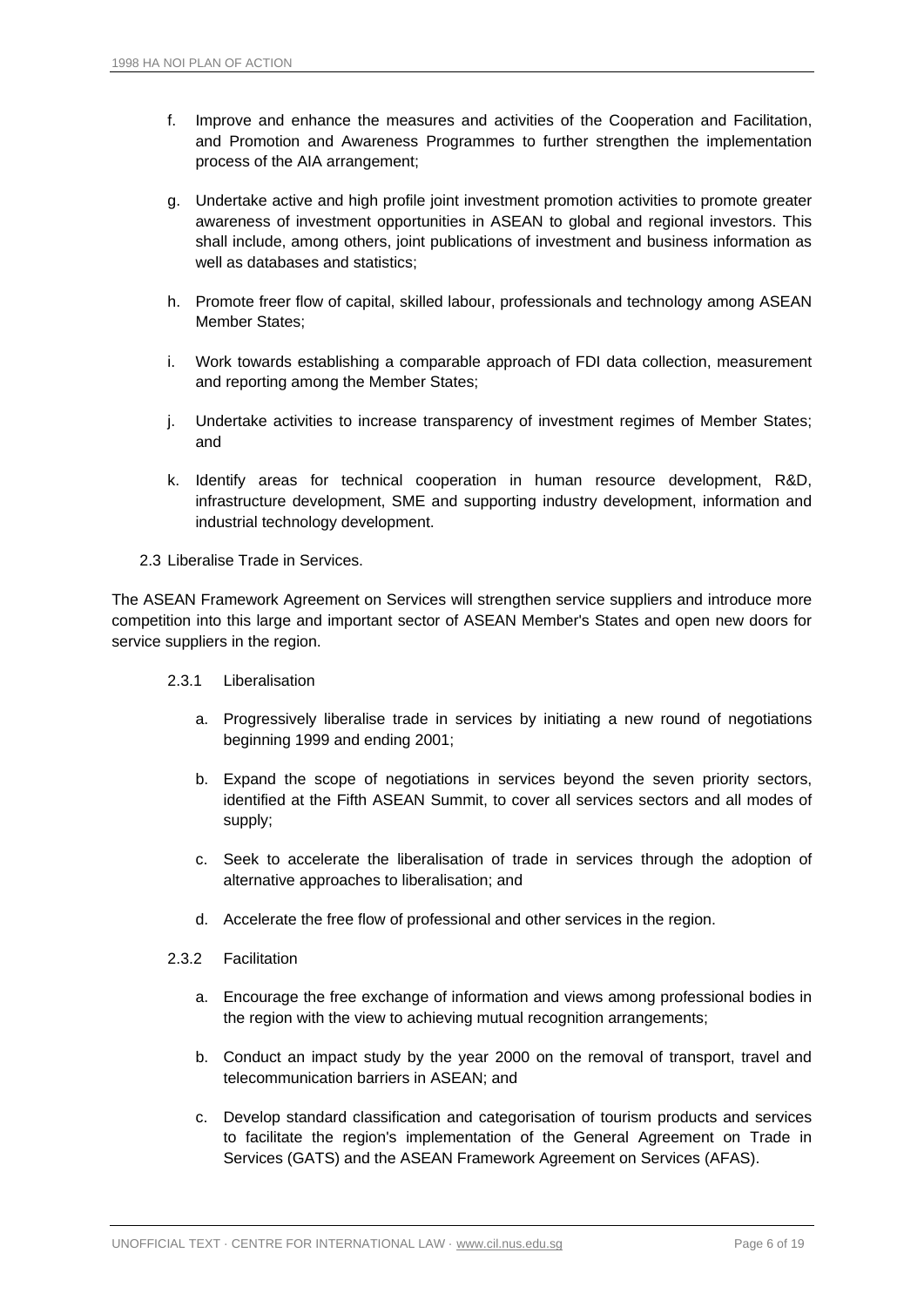f. Improve and enhance the measures and activities of the Cooperation and Facilitation, and Promotion and Awareness Programmes to further strengthen the implementation process of the AIA arrangement;

g. Undertake active and high profile joint investment promotion activities to promote greater awareness of investment opportunities in ASEAN to global and regional investors. This shall include, among others, joint publications of investment and business information as well as databases and statistics;

h. Promote freer flow of capital, skilled labour, professionals and technology among ASEAN Member States;

i. Work towards establishing a comparable approach of FDI data collection, measurement and reporting among the Member States;

j. Undertake activities to increase transparency of investment regimes of Member States; and

k. Identify areas for technical cooperation in human resource development, R&D, infrastructure development, SME and supporting industry development, information and industrial technology development.

2.3 Liberalise Trade in Services.

The ASEAN Framework Agreement on Services will strengthen service suppliers and introduce more competition into this large and important sector of ASEAN Member's States and open new doors for service suppliers in the region.

2.3.1 Liberalisation

a. Progressively liberalise trade in services by initiating a new round of negotiations beginning 1999 and ending 2001;

b. Expand the scope of negotiations in services beyond the seven priority sectors, identified at the Fifth ASEAN Summit, to cover all services sectors and all modes of supply;

c. Seek to accelerate the liberalisation of trade in services through the adoption of alternative approaches to liberalisation; and

d. Accelerate the free flow of professional and other services in the region.

2.3.2 Facilitation

a. Encourage the free exchange of information and views among professional bodies in the region with the view to achieving mutual recognition arrangements;

b. Conduct an impact study by the year 2000 on the removal of transport, travel and telecommunication barriers in ASEAN; and

c. Develop standard classification and categorisation of tourism products and services to facilitate the region's implementation of the General Agreement on Trade in Services (GATS) and the ASEAN Framework Agreement on Services (AFAS).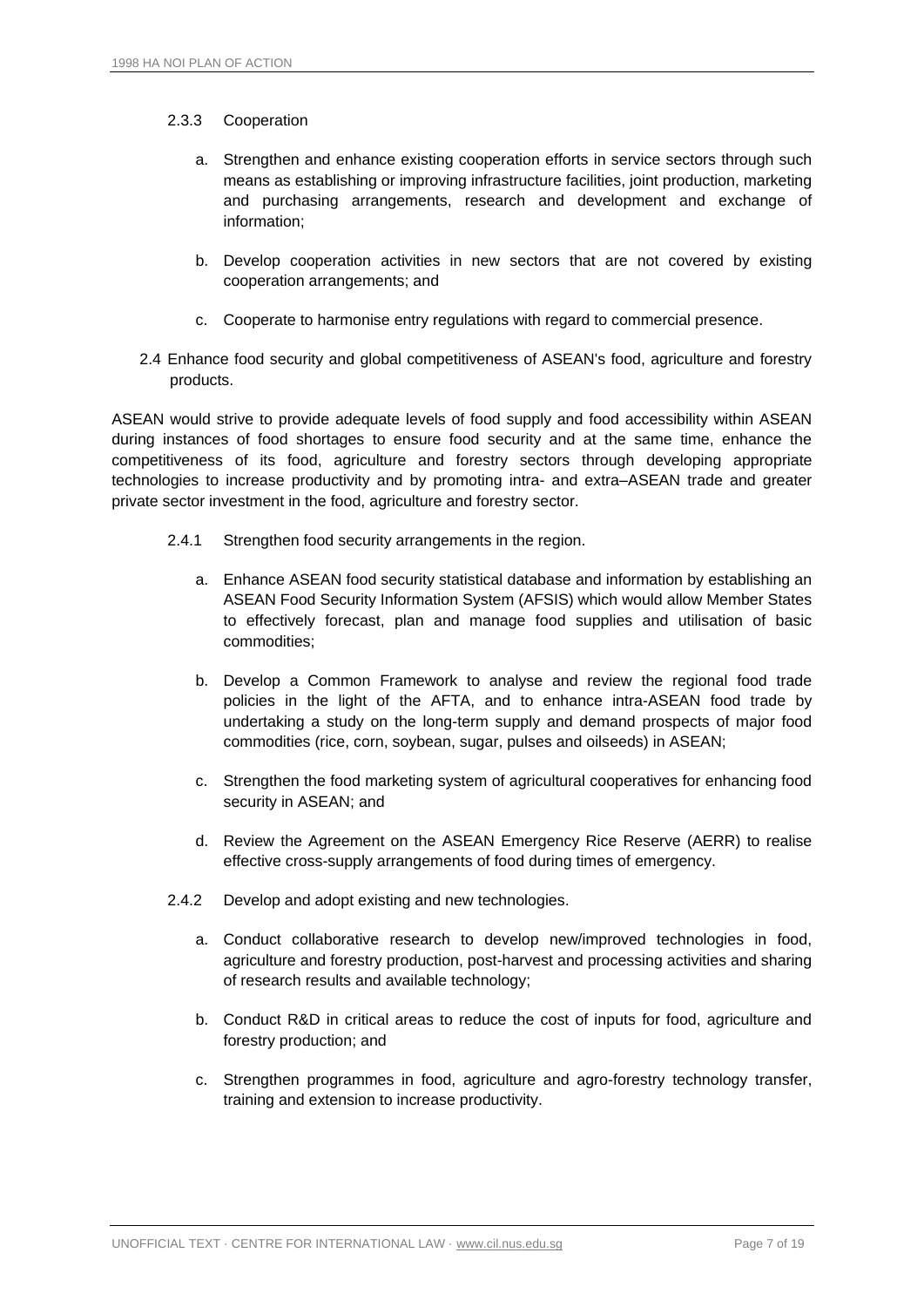2.3.3 Cooperation

a. Strengthen and enhance existing cooperation efforts in service sectors through such means as establishing or improving infrastructure facilities, joint production, marketing and purchasing arrangements, research and development and exchange of information;

b. Develop cooperation activities in new sectors that are not covered by existing cooperation arrangements; and

c. Cooperate to harmonise entry regulations with regard to commercial presence.

2.4 Enhance food security and global competitiveness of ASEAN's food, agriculture and forestry products.

ASEAN would strive to provide adequate levels of food supply and food accessibility within ASEAN during instances of food shortages to ensure food security and at the same time, enhance the competitiveness of its food, agriculture and forestry sectors through developing appropriate technologies to increase productivity and by promoting intra- and extra–ASEAN trade and greater private sector investment in the food, agriculture and forestry sector.

2.4.1 Strengthen food security arrangements in the region.

a. Enhance ASEAN food security statistical database and information by establishing an ASEAN Food Security Information System (AFSIS) which would allow Member States to effectively forecast, plan and manage food supplies and utilisation of basic commodities;

b. Develop a Common Framework to analyse and review the regional food trade policies in the light of the AFTA, and to enhance intra-ASEAN food trade by undertaking a study on the long-term supply and demand prospects of major food commodities (rice, corn, soybean, sugar, pulses and oilseeds) in ASEAN;

c. Strengthen the food marketing system of agricultural cooperatives for enhancing food security in ASEAN; and

d. Review the Agreement on the ASEAN Emergency Rice Reserve (AERR) to realise effective cross-supply arrangements of food during times of emergency.

2.4.2 Develop and adopt existing and new technologies.

a. Conduct collaborative research to develop new/improved technologies in food, agriculture and forestry production, post-harvest and processing activities and sharing of research results and available technology;

b. Conduct R&D in critical areas to reduce the cost of inputs for food, agriculture and forestry production; and

c. Strengthen programmes in food, agriculture and agro-forestry technology transfer, training and extension to increase productivity.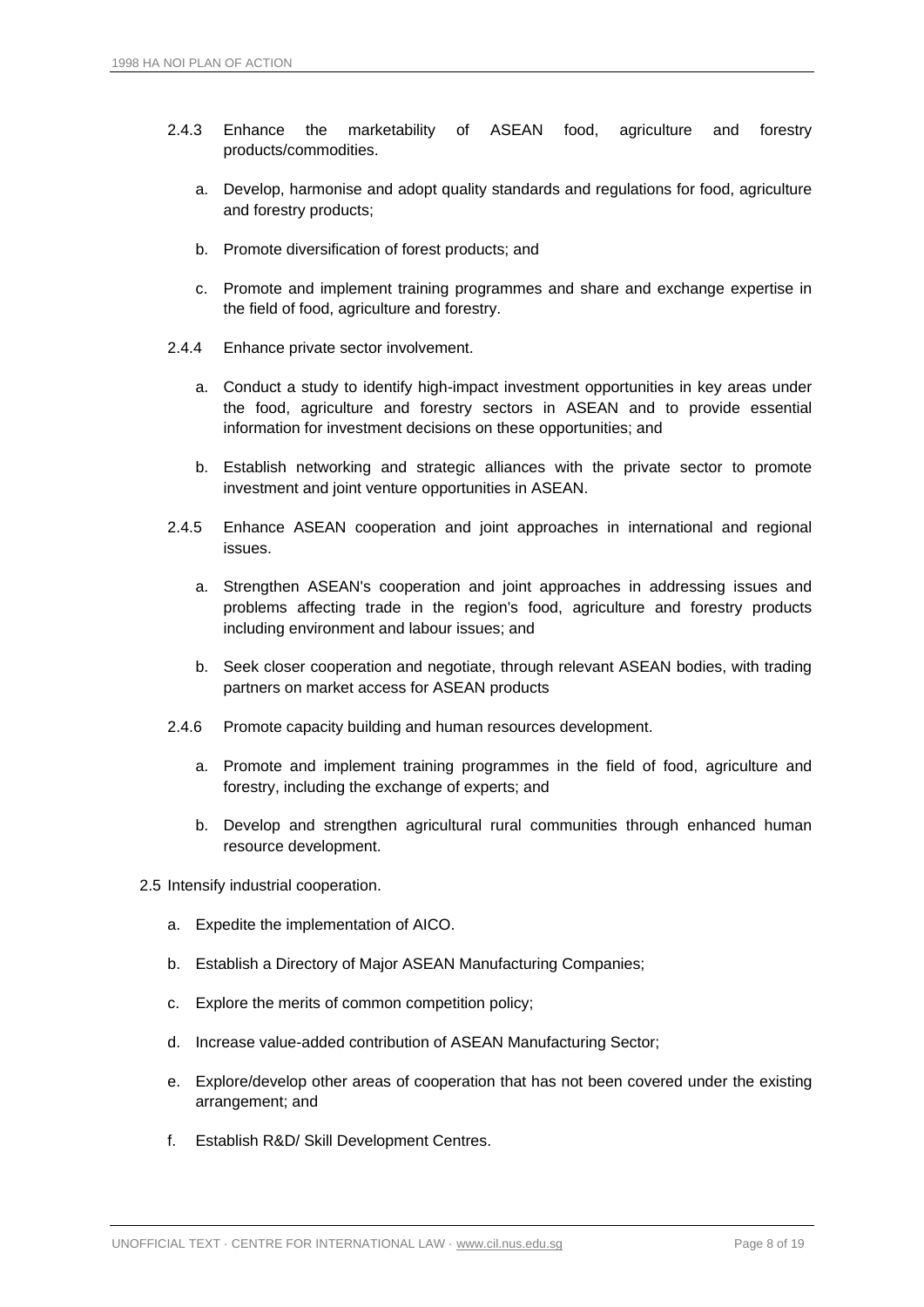2.4.3 Enhance the marketability of ASEAN food, agriculture and forestry products/commodities.

  a. Develop, harmonise and adopt quality standards and regulations for food, agriculture and forestry products;

  b. Promote diversification of forest products; and

  c. Promote and implement training programmes and share and exchange expertise in the field of food, agriculture and forestry.

2.4.4 Enhance private sector involvement.

  a. Conduct a study to identify high-impact investment opportunities in key areas under the food, agriculture and forestry sectors in ASEAN and to provide essential information for investment decisions on these opportunities; and

  b. Establish networking and strategic alliances with the private sector to promote investment and joint venture opportunities in ASEAN.

2.4.5 Enhance ASEAN cooperation and joint approaches in international and regional issues.

  a. Strengthen ASEAN's cooperation and joint approaches in addressing issues and problems affecting trade in the region's food, agriculture and forestry products including environment and labour issues; and

  b. Seek closer cooperation and negotiate, through relevant ASEAN bodies, with trading partners on market access for ASEAN products

2.4.6 Promote capacity building and human resources development.

  a. Promote and implement training programmes in the field of food, agriculture and forestry, including the exchange of experts; and

  b. Develop and strengthen agricultural rural communities through enhanced human resource development.

2.5 Intensify industrial cooperation.

  a. Expedite the implementation of AICO.

  b. Establish a Directory of Major ASEAN Manufacturing Companies;

  c. Explore the merits of common competition policy;

  d. Increase value-added contribution of ASEAN Manufacturing Sector;

  e. Explore/develop other areas of cooperation that has not been covered under the existing arrangement; and

  f. Establish R&D/ Skill Development Centres.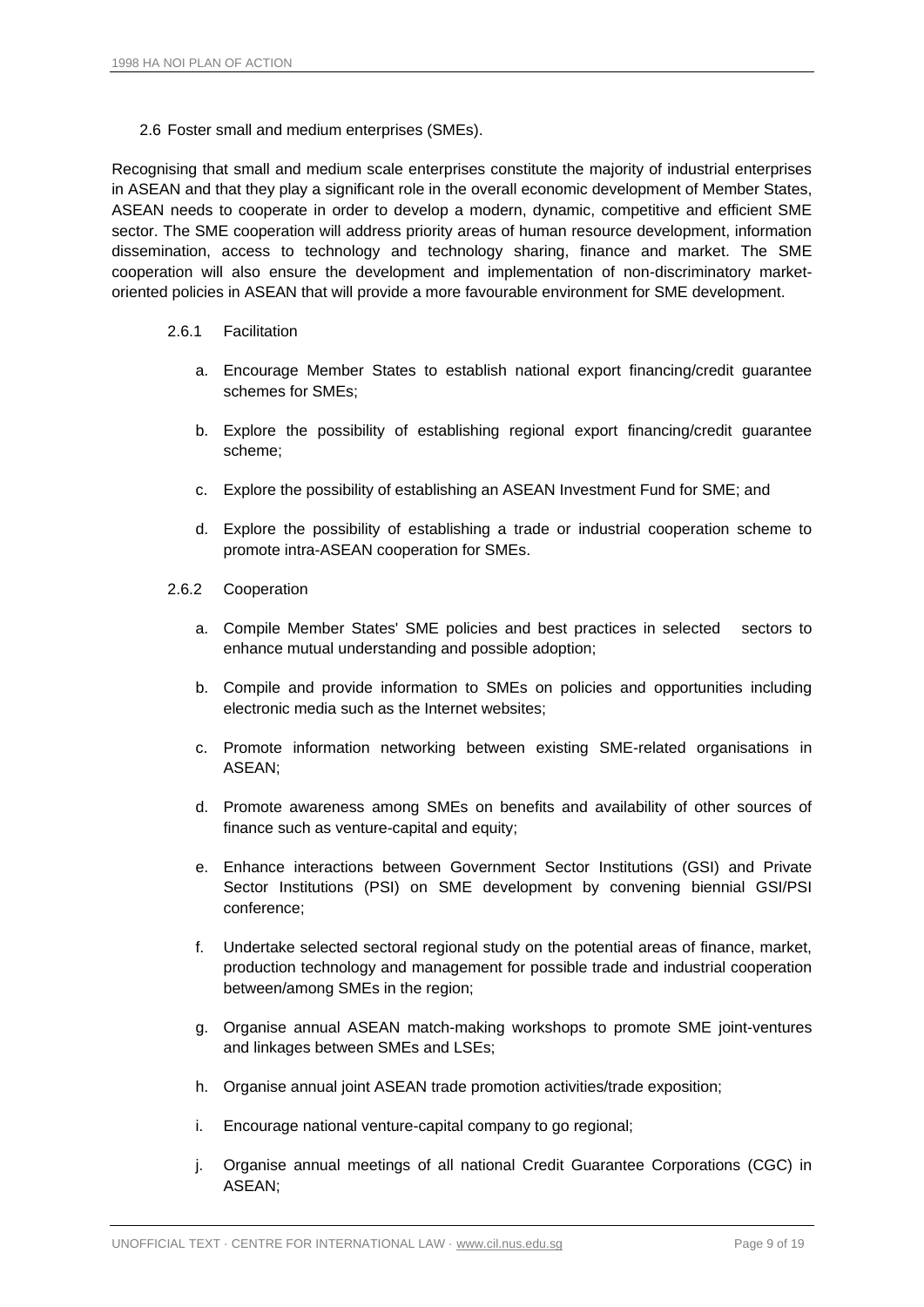2.6 Foster small and medium enterprises (SMEs).

Recognising that small and medium scale enterprises constitute the majority of industrial enterprises in ASEAN and that they play a significant role in the overall economic development of Member States, ASEAN needs to cooperate in order to develop a modern, dynamic, competitive and efficient SME sector. The SME cooperation will address priority areas of human resource development, information dissemination, access to technology and technology sharing, finance and market. The SME cooperation will also ensure the development and implementation of non-discriminatory market-oriented policies in ASEAN that will provide a more favourable environment for SME development.

2.6.1 Facilitation

a. Encourage Member States to establish national export financing/credit guarantee schemes for SMEs;

b. Explore the possibility of establishing regional export financing/credit guarantee scheme;

c. Explore the possibility of establishing an ASEAN Investment Fund for SME; and

d. Explore the possibility of establishing a trade or industrial cooperation scheme to promote intra-ASEAN cooperation for SMEs.

2.6.2 Cooperation

a. Compile Member States' SME policies and best practices in selected sectors to enhance mutual understanding and possible adoption;

b. Compile and provide information to SMEs on policies and opportunities including electronic media such as the Internet websites;

c. Promote information networking between existing SME-related organisations in ASEAN;

d. Promote awareness among SMEs on benefits and availability of other sources of finance such as venture-capital and equity;

e. Enhance interactions between Government Sector Institutions (GSI) and Private Sector Institutions (PSI) on SME development by convening biennial GSI/PSI conference;

f. Undertake selected sectoral regional study on the potential areas of finance, market, production technology and management for possible trade and industrial cooperation between/among SMEs in the region;

g. Organise annual ASEAN match-making workshops to promote SME joint-ventures and linkages between SMEs and LSEs;

h. Organise annual joint ASEAN trade promotion activities/trade exposition;

i. Encourage national venture-capital company to go regional;

j. Organise annual meetings of all national Credit Guarantee Corporations (CGC) in ASEAN;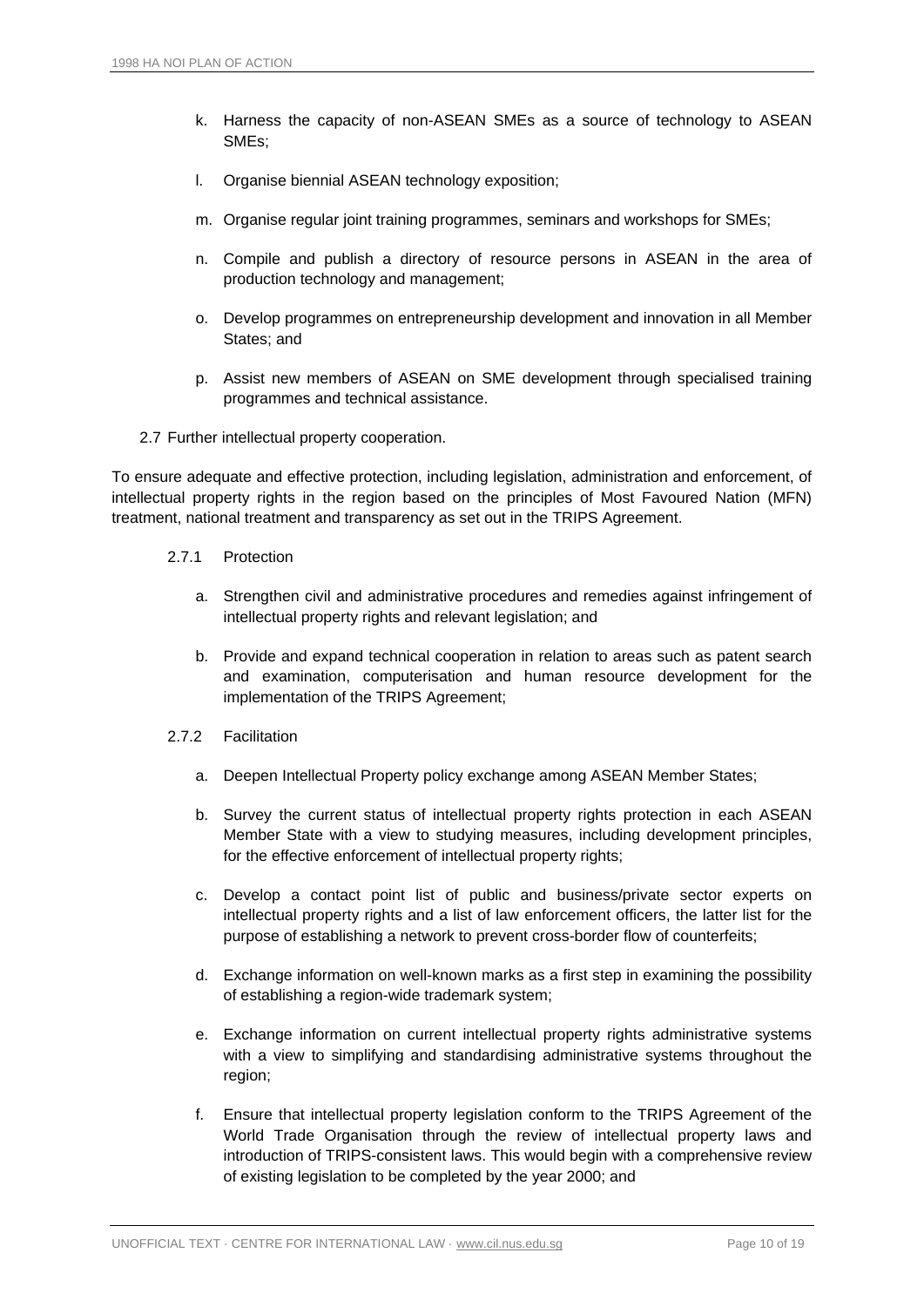k. Harness the capacity of non-ASEAN SMEs as a source of technology to ASEAN SMEs;

l. Organise biennial ASEAN technology exposition;

m. Organise regular joint training programmes, seminars and workshops for SMEs;

n. Compile and publish a directory of resource persons in ASEAN in the area of production technology and management;

o. Develop programmes on entrepreneurship development and innovation in all Member States; and

p. Assist new members of ASEAN on SME development through specialised training programmes and technical assistance.

2.7 Further intellectual property cooperation.

To ensure adequate and effective protection, including legislation, administration and enforcement, of intellectual property rights in the region based on the principles of Most Favoured Nation (MFN) treatment, national treatment and transparency as set out in the TRIPS Agreement.

2.7.1 Protection

a. Strengthen civil and administrative procedures and remedies against infringement of intellectual property rights and relevant legislation; and

b. Provide and expand technical cooperation in relation to areas such as patent search and examination, computerisation and human resource development for the implementation of the TRIPS Agreement;

2.7.2 Facilitation

a. Deepen Intellectual Property policy exchange among ASEAN Member States;

b. Survey the current status of intellectual property rights protection in each ASEAN Member State with a view to studying measures, including development principles, for the effective enforcement of intellectual property rights;

c. Develop a contact point list of public and business/private sector experts on intellectual property rights and a list of law enforcement officers, the latter list for the purpose of establishing a network to prevent cross-border flow of counterfeits;

d. Exchange information on well-known marks as a first step in examining the possibility of establishing a region-wide trademark system;

e. Exchange information on current intellectual property rights administrative systems with a view to simplifying and standardising administrative systems throughout the region;

f. Ensure that intellectual property legislation conform to the TRIPS Agreement of the World Trade Organisation through the review of intellectual property laws and introduction of TRIPS-consistent laws. This would begin with a comprehensive review of existing legislation to be completed by the year 2000; and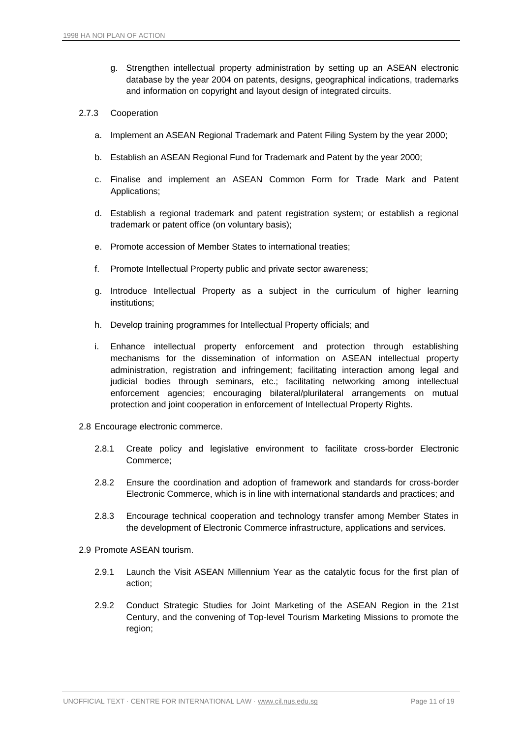g. Strengthen intellectual property administration by setting up an ASEAN electronic database by the year 2004 on patents, designs, geographical indications, trademarks and information on copyright and layout design of integrated circuits.

2.7.3 Cooperation

a. Implement an ASEAN Regional Trademark and Patent Filing System by the year 2000;

b. Establish an ASEAN Regional Fund for Trademark and Patent by the year 2000;

c. Finalise and implement an ASEAN Common Form for Trade Mark and Patent Applications;

d. Establish a regional trademark and patent registration system; or establish a regional trademark or patent office (on voluntary basis);

e. Promote accession of Member States to international treaties;

f. Promote Intellectual Property public and private sector awareness;

g. Introduce Intellectual Property as a subject in the curriculum of higher learning institutions;

h. Develop training programmes for Intellectual Property officials; and

i. Enhance intellectual property enforcement and protection through establishing mechanisms for the dissemination of information on ASEAN intellectual property administration, registration and infringement; facilitating interaction among legal and judicial bodies through seminars, etc.; facilitating networking among intellectual enforcement agencies; encouraging bilateral/plurilateral arrangements on mutual protection and joint cooperation in enforcement of Intellectual Property Rights.

2.8 Encourage electronic commerce.

2.8.1 Create policy and legislative environment to facilitate cross-border Electronic Commerce;

2.8.2 Ensure the coordination and adoption of framework and standards for cross-border Electronic Commerce, which is in line with international standards and practices; and

2.8.3 Encourage technical cooperation and technology transfer among Member States in the development of Electronic Commerce infrastructure, applications and services.

2.9 Promote ASEAN tourism.

2.9.1 Launch the Visit ASEAN Millennium Year as the catalytic focus for the first plan of action;

2.9.2 Conduct Strategic Studies for Joint Marketing of the ASEAN Region in the 21st Century, and the convening of Top-level Tourism Marketing Missions to promote the region;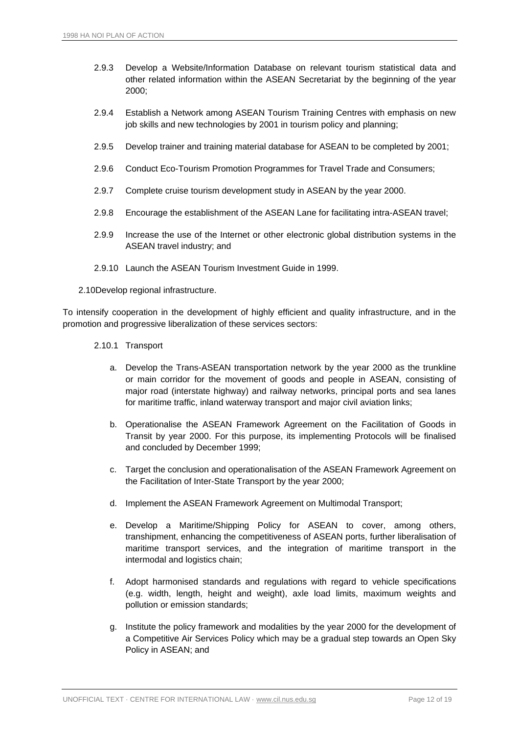2.9.3 Develop a Website/Information Database on relevant tourism statistical data and other related information within the ASEAN Secretariat by the beginning of the year 2000;

2.9.4 Establish a Network among ASEAN Tourism Training Centres with emphasis on new job skills and new technologies by 2001 in tourism policy and planning;

2.9.5 Develop trainer and training material database for ASEAN to be completed by 2001;

2.9.6 Conduct Eco-Tourism Promotion Programmes for Travel Trade and Consumers;

2.9.7 Complete cruise tourism development study in ASEAN by the year 2000.

2.9.8 Encourage the establishment of the ASEAN Lane for facilitating intra-ASEAN travel;

2.9.9 Increase the use of the Internet or other electronic global distribution systems in the ASEAN travel industry; and

2.9.10 Launch the ASEAN Tourism Investment Guide in 1999.

2.10 Develop regional infrastructure.

To intensify cooperation in the development of highly efficient and quality infrastructure, and in the promotion and progressive liberalization of these services sectors:

2.10.1 Transport

a. Develop the Trans-ASEAN transportation network by the year 2000 as the trunkline or main corridor for the movement of goods and people in ASEAN, consisting of major road (interstate highway) and railway networks, principal ports and sea lanes for maritime traffic, inland waterway transport and major civil aviation links;

b. Operationalise the ASEAN Framework Agreement on the Facilitation of Goods in Transit by year 2000. For this purpose, its implementing Protocols will be finalised and concluded by December 1999;

c. Target the conclusion and operationalisation of the ASEAN Framework Agreement on the Facilitation of Inter-State Transport by the year 2000;

d. Implement the ASEAN Framework Agreement on Multimodal Transport;

e. Develop a Maritime/Shipping Policy for ASEAN to cover, among others, transhipment, enhancing the competitiveness of ASEAN ports, further liberalisation of maritime transport services, and the integration of maritime transport in the intermodal and logistics chain;

f. Adopt harmonised standards and regulations with regard to vehicle specifications (e.g. width, length, height and weight), axle load limits, maximum weights and pollution or emission standards;

g. Institute the policy framework and modalities by the year 2000 for the development of a Competitive Air Services Policy which may be a gradual step towards an Open Sky Policy in ASEAN; and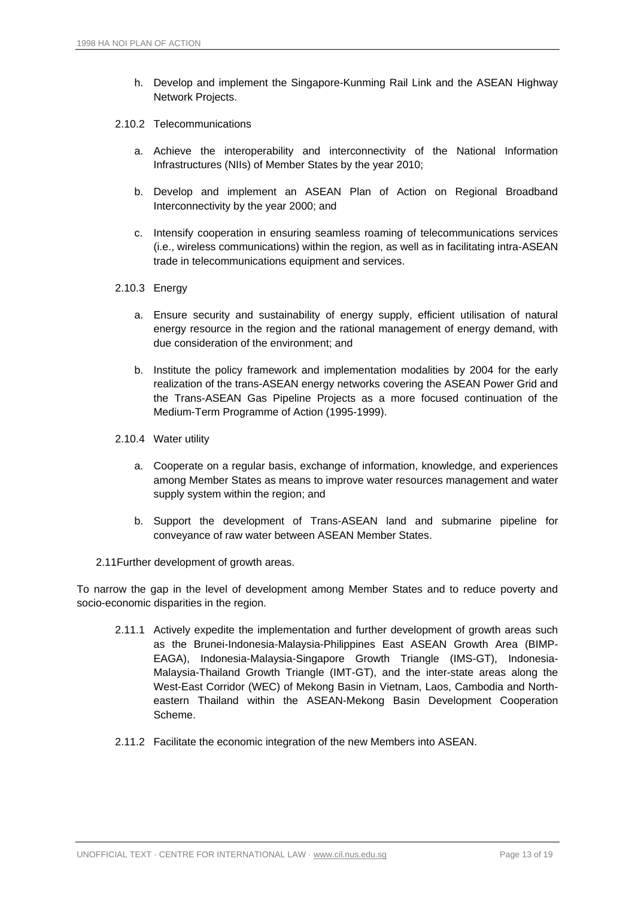h. Develop and implement the Singapore-Kunming Rail Link and the ASEAN Highway Network Projects.

2.10.2 Telecommunications

a. Achieve the interoperability and interconnectivity of the National Information Infrastructures (NIIs) of Member States by the year 2010;

b. Develop and implement an ASEAN Plan of Action on Regional Broadband Interconnectivity by the year 2000; and

c. Intensify cooperation in ensuring seamless roaming of telecommunications services (i.e., wireless communications) within the region, as well as in facilitating intra-ASEAN trade in telecommunications equipment and services.

2.10.3 Energy

a. Ensure security and sustainability of energy supply, efficient utilisation of natural energy resource in the region and the rational management of energy demand, with due consideration of the environment; and

b. Institute the policy framework and implementation modalities by 2004 for the early realization of the trans-ASEAN energy networks covering the ASEAN Power Grid and the Trans-ASEAN Gas Pipeline Projects as a more focused continuation of the Medium-Term Programme of Action (1995-1999).

2.10.4 Water utility

a. Cooperate on a regular basis, exchange of information, knowledge, and experiences among Member States as means to improve water resources management and water supply system within the region; and

b. Support the development of Trans-ASEAN land and submarine pipeline for conveyance of raw water between ASEAN Member States.

2.11 Further development of growth areas.

To narrow the gap in the level of development among Member States and to reduce poverty and socio-economic disparities in the region.

2.11.1 Actively expedite the implementation and further development of growth areas such as the Brunei-Indonesia-Malaysia-Philippines East ASEAN Growth Area (BIMP-EAGA), Indonesia-Malaysia-Singapore Growth Triangle (IMS-GT), Indonesia-Malaysia-Thailand Growth Triangle (IMT-GT), and the inter-state areas along the West-East Corridor (WEC) of Mekong Basin in Vietnam, Laos, Cambodia and North-eastern Thailand within the ASEAN-Mekong Basin Development Cooperation Scheme.

2.11.2 Facilitate the economic integration of the new Members into ASEAN.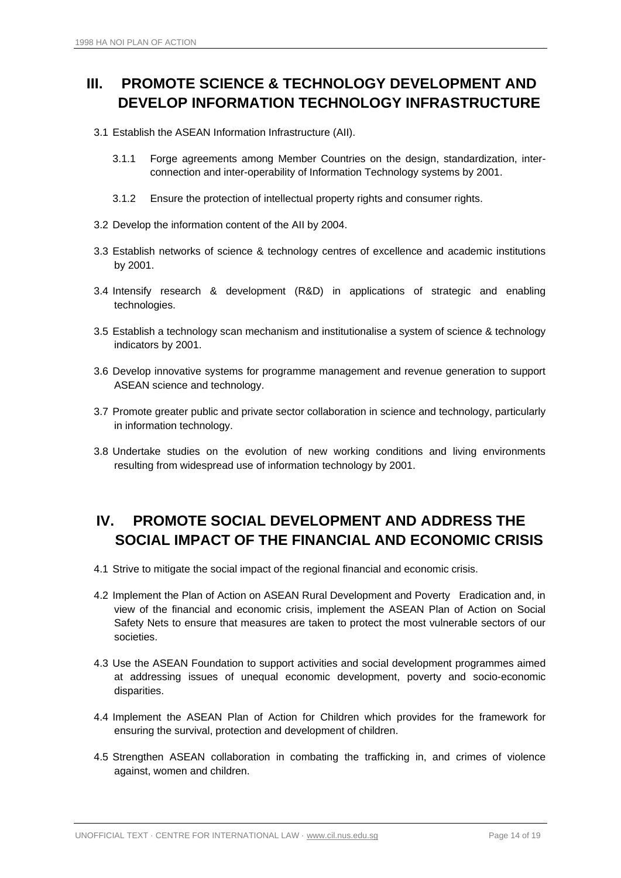## III. PROMOTE SCIENCE & TECHNOLOGY DEVELOPMENT AND DEVELOP INFORMATION TECHNOLOGY INFRASTRUCTURE

3.1 Establish the ASEAN Information Infrastructure (AII).

3.1.1 Forge agreements among Member Countries on the design, standardization, inter-connection and inter-operability of Information Technology systems by 2001.

3.1.2 Ensure the protection of intellectual property rights and consumer rights.

3.2 Develop the information content of the AII by 2004.

3.3 Establish networks of science & technology centres of excellence and academic institutions by 2001.

3.4 Intensify research & development (R&D) in applications of strategic and enabling technologies.

3.5 Establish a technology scan mechanism and institutionalise a system of science & technology indicators by 2001.

3.6 Develop innovative systems for programme management and revenue generation to support ASEAN science and technology.

3.7 Promote greater public and private sector collaboration in science and technology, particularly in information technology.

3.8 Undertake studies on the evolution of new working conditions and living environments resulting from widespread use of information technology by 2001.

## IV. PROMOTE SOCIAL DEVELOPMENT AND ADDRESS THE SOCIAL IMPACT OF THE FINANCIAL AND ECONOMIC CRISIS

4.1 Strive to mitigate the social impact of the regional financial and economic crisis.

4.2 Implement the Plan of Action on ASEAN Rural Development and Poverty Eradication and, in view of the financial and economic crisis, implement the ASEAN Plan of Action on Social Safety Nets to ensure that measures are taken to protect the most vulnerable sectors of our societies.

4.3 Use the ASEAN Foundation to support activities and social development programmes aimed at addressing issues of unequal economic development, poverty and socio-economic disparities.

4.4 Implement the ASEAN Plan of Action for Children which provides for the framework for ensuring the survival, protection and development of children.

4.5 Strengthen ASEAN collaboration in combating the trafficking in, and crimes of violence against, women and children.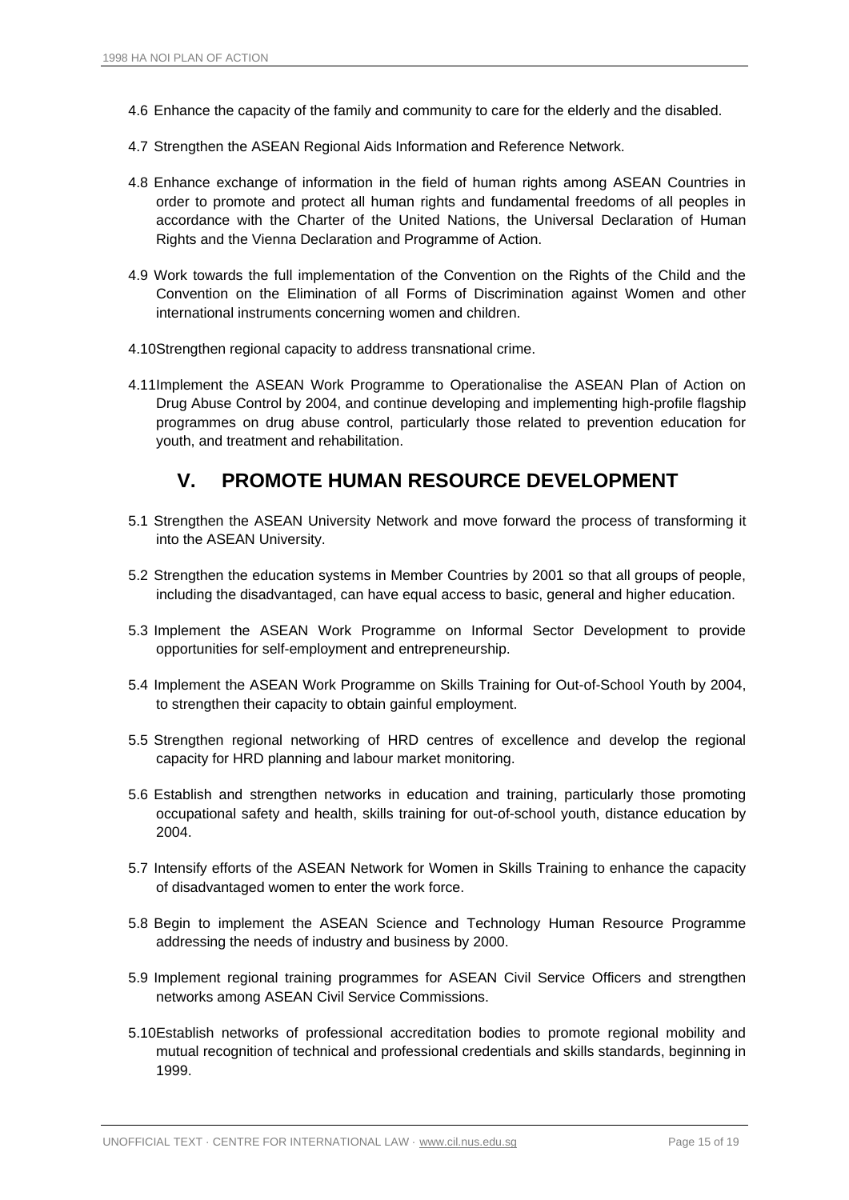4.6 Enhance the capacity of the family and community to care for the elderly and the disabled.

4.7 Strengthen the ASEAN Regional Aids Information and Reference Network.

4.8 Enhance exchange of information in the field of human rights among ASEAN Countries in order to promote and protect all human rights and fundamental freedoms of all peoples in accordance with the Charter of the United Nations, the Universal Declaration of Human Rights and the Vienna Declaration and Programme of Action.

4.9 Work towards the full implementation of the Convention on the Rights of the Child and the Convention on the Elimination of all Forms of Discrimination against Women and other international instruments concerning women and children.

4.10 Strengthen regional capacity to address transnational crime.

4.11 Implement the ASEAN Work Programme to Operationalise the ASEAN Plan of Action on Drug Abuse Control by 2004, and continue developing and implementing high-profile flagship programmes on drug abuse control, particularly those related to prevention education for youth, and treatment and rehabilitation.

## V. PROMOTE HUMAN RESOURCE DEVELOPMENT

5.1 Strengthen the ASEAN University Network and move forward the process of transforming it into the ASEAN University.

5.2 Strengthen the education systems in Member Countries by 2001 so that all groups of people, including the disadvantaged, can have equal access to basic, general and higher education.

5.3 Implement the ASEAN Work Programme on Informal Sector Development to provide opportunities for self-employment and entrepreneurship.

5.4 Implement the ASEAN Work Programme on Skills Training for Out-of-School Youth by 2004, to strengthen their capacity to obtain gainful employment.

5.5 Strengthen regional networking of HRD centres of excellence and develop the regional capacity for HRD planning and labour market monitoring.

5.6 Establish and strengthen networks in education and training, particularly those promoting occupational safety and health, skills training for out-of-school youth, distance education by 2004.

5.7 Intensify efforts of the ASEAN Network for Women in Skills Training to enhance the capacity of disadvantaged women to enter the work force.

5.8 Begin to implement the ASEAN Science and Technology Human Resource Programme addressing the needs of industry and business by 2000.

5.9 Implement regional training programmes for ASEAN Civil Service Officers and strengthen networks among ASEAN Civil Service Commissions.

5.10 Establish networks of professional accreditation bodies to promote regional mobility and mutual recognition of technical and professional credentials and skills standards, beginning in 1999.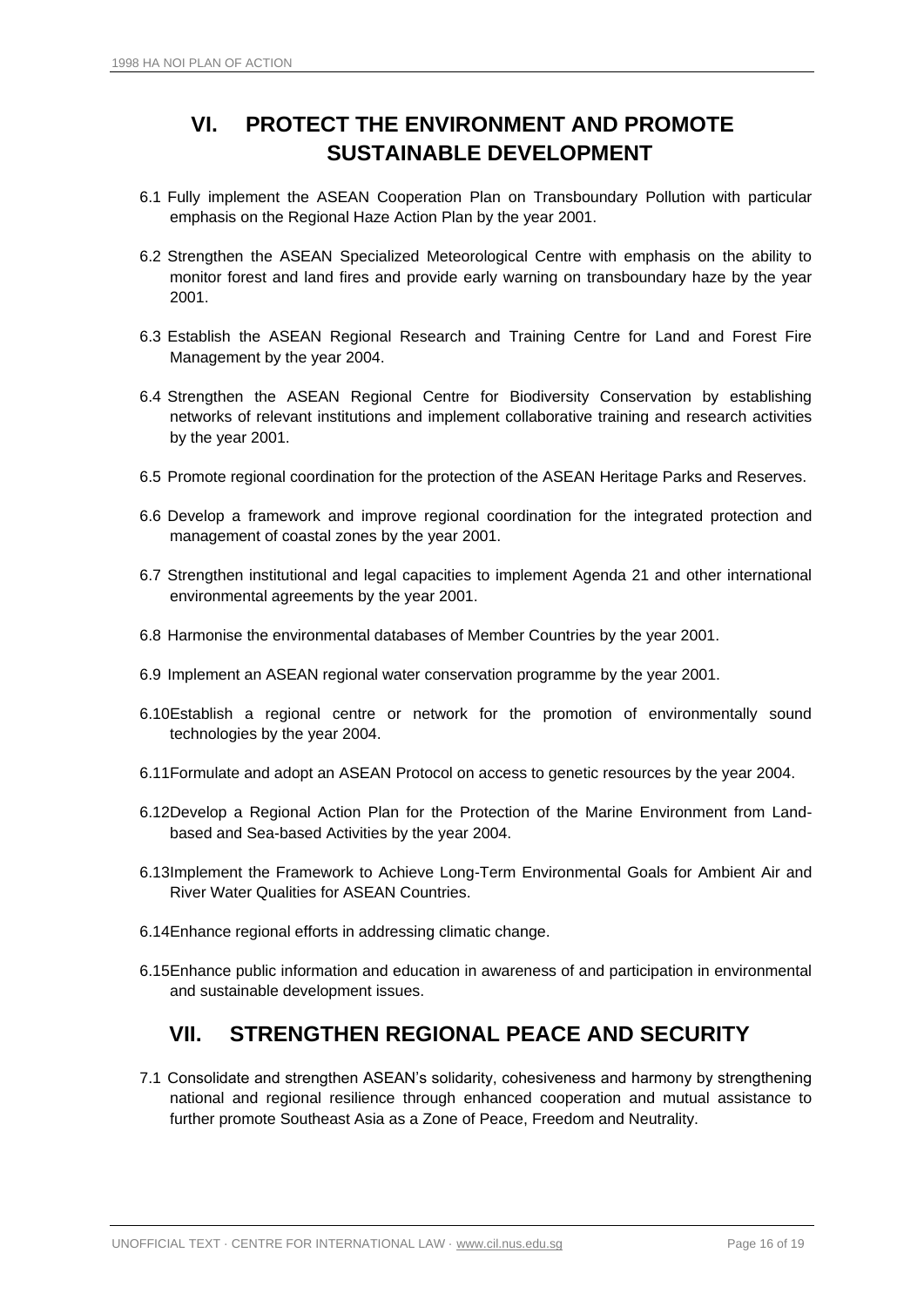## VI. PROTECT THE ENVIRONMENT AND PROMOTE SUSTAINABLE DEVELOPMENT

6.1 Fully implement the ASEAN Cooperation Plan on Transboundary Pollution with particular emphasis on the Regional Haze Action Plan by the year 2001.

6.2 Strengthen the ASEAN Specialized Meteorological Centre with emphasis on the ability to monitor forest and land fires and provide early warning on transboundary haze by the year 2001.

6.3 Establish the ASEAN Regional Research and Training Centre for Land and Forest Fire Management by the year 2004.

6.4 Strengthen the ASEAN Regional Centre for Biodiversity Conservation by establishing networks of relevant institutions and implement collaborative training and research activities by the year 2001.

6.5 Promote regional coordination for the protection of the ASEAN Heritage Parks and Reserves.

6.6 Develop a framework and improve regional coordination for the integrated protection and management of coastal zones by the year 2001.

6.7 Strengthen institutional and legal capacities to implement Agenda 21 and other international environmental agreements by the year 2001.

6.8 Harmonise the environmental databases of Member Countries by the year 2001.

6.9 Implement an ASEAN regional water conservation programme by the year 2001.

6.10 Establish a regional centre or network for the promotion of environmentally sound technologies by the year 2004.

6.11 Formulate and adopt an ASEAN Protocol on access to genetic resources by the year 2004.

6.12 Develop a Regional Action Plan for the Protection of the Marine Environment from Land-based and Sea-based Activities by the year 2004.

6.13 Implement the Framework to Achieve Long-Term Environmental Goals for Ambient Air and River Water Qualities for ASEAN Countries.

6.14 Enhance regional efforts in addressing climatic change.

6.15 Enhance public information and education in awareness of and participation in environmental and sustainable development issues.

## VII. STRENGTHEN REGIONAL PEACE AND SECURITY

7.1 Consolidate and strengthen ASEAN's solidarity, cohesiveness and harmony by strengthening national and regional resilience through enhanced cooperation and mutual assistance to further promote Southeast Asia as a Zone of Peace, Freedom and Neutrality.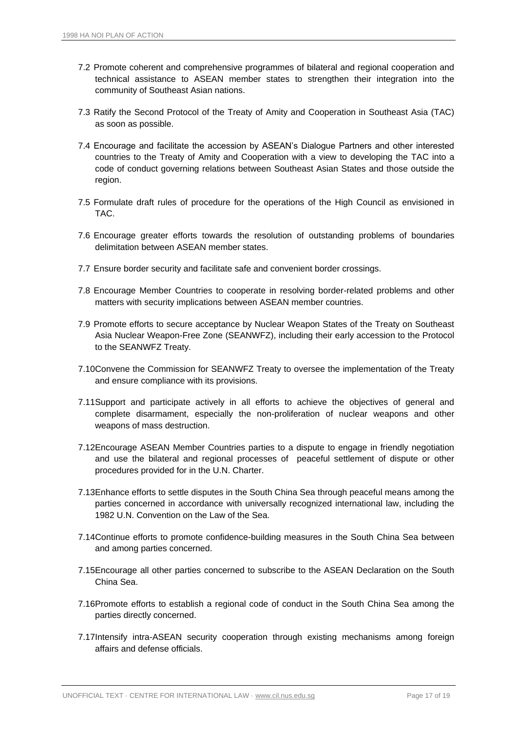7.2 Promote coherent and comprehensive programmes of bilateral and regional cooperation and technical assistance to ASEAN member states to strengthen their integration into the community of Southeast Asian nations.

7.3 Ratify the Second Protocol of the Treaty of Amity and Cooperation in Southeast Asia (TAC) as soon as possible.

7.4 Encourage and facilitate the accession by ASEAN's Dialogue Partners and other interested countries to the Treaty of Amity and Cooperation with a view to developing the TAC into a code of conduct governing relations between Southeast Asian States and those outside the region.

7.5 Formulate draft rules of procedure for the operations of the High Council as envisioned in TAC.

7.6 Encourage greater efforts towards the resolution of outstanding problems of boundaries delimitation between ASEAN member states.

7.7 Ensure border security and facilitate safe and convenient border crossings.

7.8 Encourage Member Countries to cooperate in resolving border-related problems and other matters with security implications between ASEAN member countries.

7.9 Promote efforts to secure acceptance by Nuclear Weapon States of the Treaty on Southeast Asia Nuclear Weapon-Free Zone (SEANWFZ), including their early accession to the Protocol to the SEANWFZ Treaty.

7.10 Convene the Commission for SEANWFZ Treaty to oversee the implementation of the Treaty and ensure compliance with its provisions.

7.11 Support and participate actively in all efforts to achieve the objectives of general and complete disarmament, especially the non-proliferation of nuclear weapons and other weapons of mass destruction.

7.12 Encourage ASEAN Member Countries parties to a dispute to engage in friendly negotiation and use the bilateral and regional processes of peaceful settlement of dispute or other procedures provided for in the U.N. Charter.

7.13 Enhance efforts to settle disputes in the South China Sea through peaceful means among the parties concerned in accordance with universally recognized international law, including the 1982 U.N. Convention on the Law of the Sea.

7.14 Continue efforts to promote confidence-building measures in the South China Sea between and among parties concerned.

7.15 Encourage all other parties concerned to subscribe to the ASEAN Declaration on the South China Sea.

7.16 Promote efforts to establish a regional code of conduct in the South China Sea among the parties directly concerned.

7.17 Intensify intra-ASEAN security cooperation through existing mechanisms among foreign affairs and defense officials.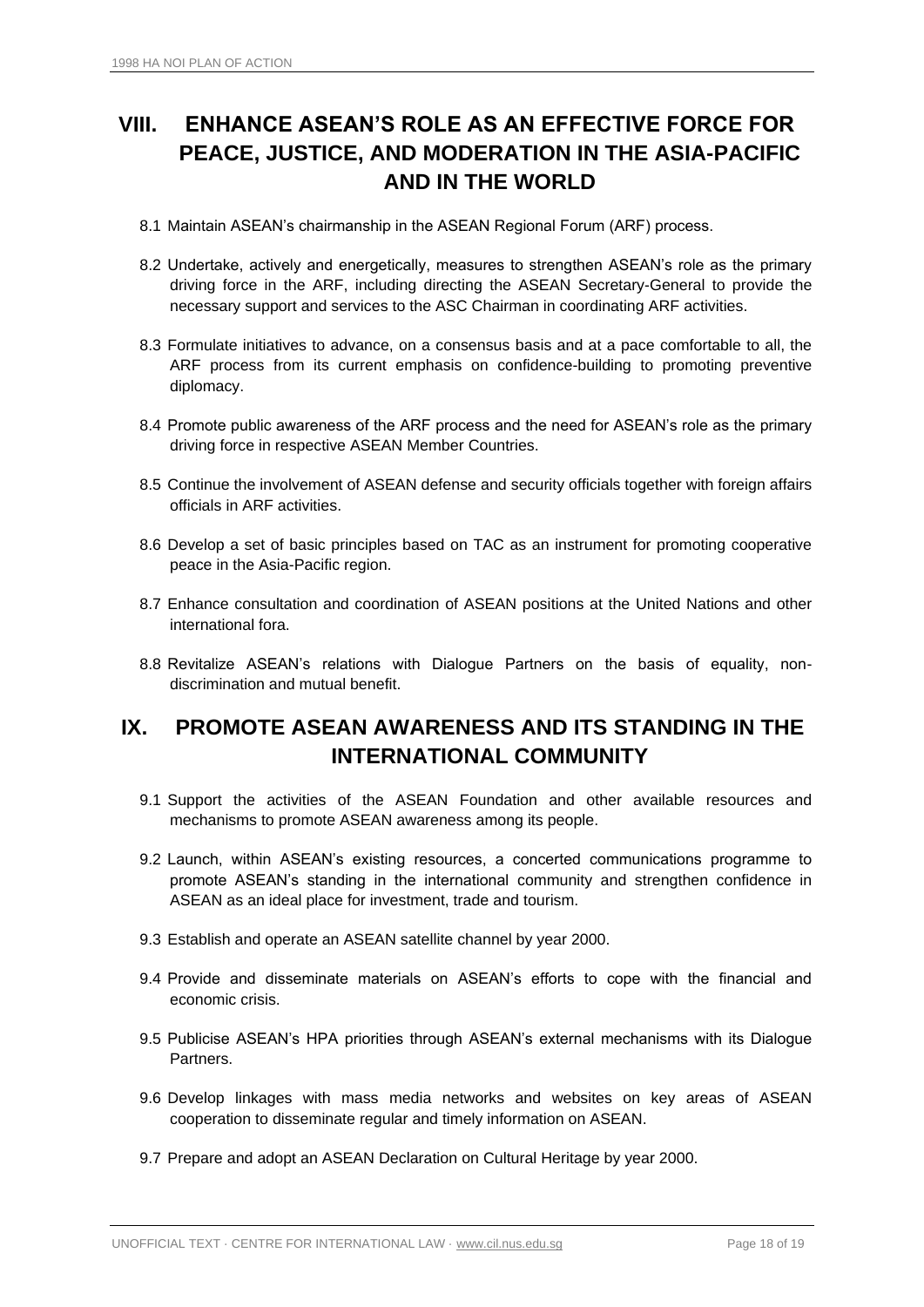## VIII. ENHANCE ASEAN'S ROLE AS AN EFFECTIVE FORCE FOR PEACE, JUSTICE, AND MODERATION IN THE ASIA-PACIFIC AND IN THE WORLD

8.1 Maintain ASEAN's chairmanship in the ASEAN Regional Forum (ARF) process.

8.2 Undertake, actively and energetically, measures to strengthen ASEAN's role as the primary driving force in the ARF, including directing the ASEAN Secretary-General to provide the necessary support and services to the ASC Chairman in coordinating ARF activities.

8.3 Formulate initiatives to advance, on a consensus basis and at a pace comfortable to all, the ARF process from its current emphasis on confidence-building to promoting preventive diplomacy.

8.4 Promote public awareness of the ARF process and the need for ASEAN's role as the primary driving force in respective ASEAN Member Countries.

8.5 Continue the involvement of ASEAN defense and security officials together with foreign affairs officials in ARF activities.

8.6 Develop a set of basic principles based on TAC as an instrument for promoting cooperative peace in the Asia-Pacific region.

8.7 Enhance consultation and coordination of ASEAN positions at the United Nations and other international fora.

8.8 Revitalize ASEAN's relations with Dialogue Partners on the basis of equality, non-discrimination and mutual benefit.

## IX. PROMOTE ASEAN AWARENESS AND ITS STANDING IN THE INTERNATIONAL COMMUNITY

9.1 Support the activities of the ASEAN Foundation and other available resources and mechanisms to promote ASEAN awareness among its people.

9.2 Launch, within ASEAN's existing resources, a concerted communications programme to promote ASEAN's standing in the international community and strengthen confidence in ASEAN as an ideal place for investment, trade and tourism.

9.3 Establish and operate an ASEAN satellite channel by year 2000.

9.4 Provide and disseminate materials on ASEAN's efforts to cope with the financial and economic crisis.

9.5 Publicise ASEAN's HPA priorities through ASEAN's external mechanisms with its Dialogue Partners.

9.6 Develop linkages with mass media networks and websites on key areas of ASEAN cooperation to disseminate regular and timely information on ASEAN.

9.7 Prepare and adopt an ASEAN Declaration on Cultural Heritage by year 2000.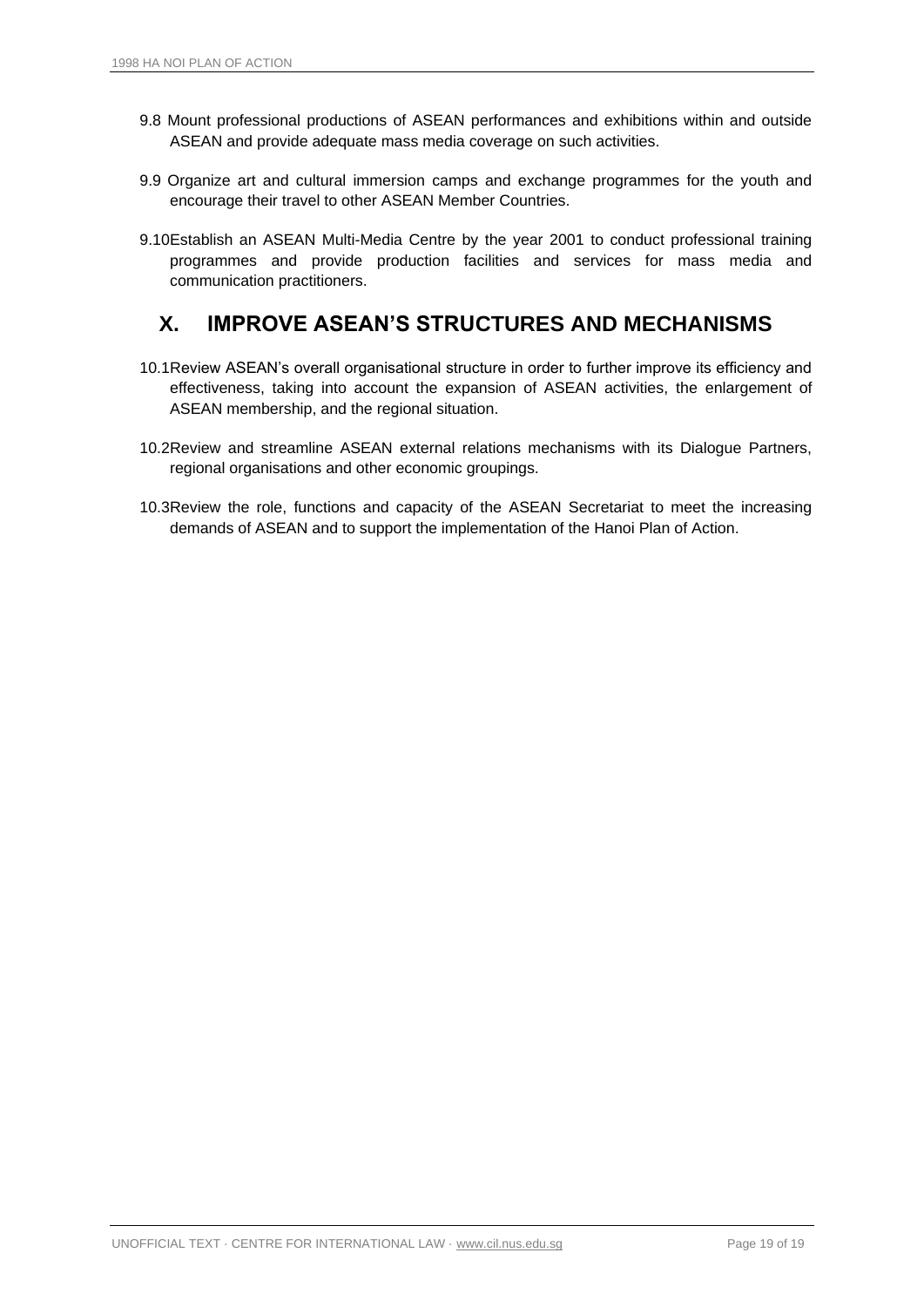9.8 Mount professional productions of ASEAN performances and exhibitions within and outside ASEAN and provide adequate mass media coverage on such activities.

9.9 Organize art and cultural immersion camps and exchange programmes for the youth and encourage their travel to other ASEAN Member Countries.

9.10 Establish an ASEAN Multi-Media Centre by the year 2001 to conduct professional training programmes and provide production facilities and services for mass media and communication practitioners.

## X. IMPROVE ASEAN'S STRUCTURES AND MECHANISMS

10.1 Review ASEAN's overall organisational structure in order to further improve its efficiency and effectiveness, taking into account the expansion of ASEAN activities, the enlargement of ASEAN membership, and the regional situation.

10.2 Review and streamline ASEAN external relations mechanisms with its Dialogue Partners, regional organisations and other economic groupings.

10.3 Review the role, functions and capacity of the ASEAN Secretariat to meet the increasing demands of ASEAN and to support the implementation of the Hanoi Plan of Action.